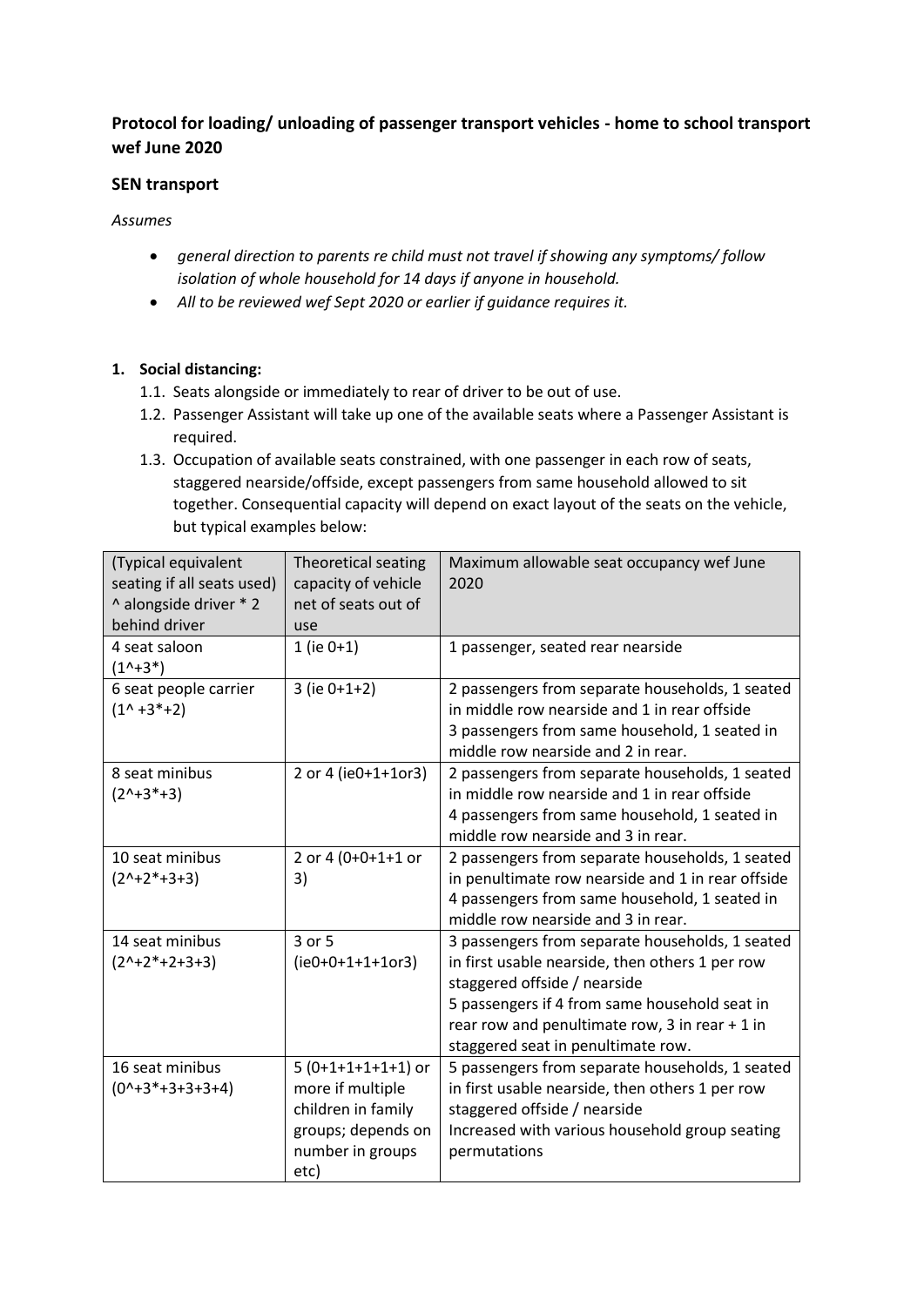**Protocol for loading/ unloading of passenger transport vehicles - home to school transport wef June 2020**

**SEN transport**

*Assumes*

- *general direction to parents re child must not travel if showing any symptoms/ follow isolation of whole household for 14 days if anyone in household.*
- *All to be reviewed wef Sept 2020 or earlier if guidance requires it.*

1. **Social distancing:**
   1.1. Seats alongside or immediately to rear of driver to be out of use.
   1.2. Passenger Assistant will take up one of the available seats where a Passenger Assistant is required.
   1.3. Occupation of available seats constrained, with one passenger in each row of seats, staggered nearside/offside, except passengers from same household allowed to sit together. Consequential capacity will depend on exact layout of the seats on the vehicle, but typical examples below:

| (Typical equivalent seating if all seats used) ^ alongside driver * 2 behind driver | Theoretical seating capacity of vehicle net of seats out of use | Maximum allowable seat occupancy wef June 2020 |
|---|---|---|
| 4 seat saloon (1^+3*) | 1 (ie 0+1) | 1 passenger, seated rear nearside |
| 6 seat people carrier (1^ +3*+2) | 3 (ie 0+1+2) | 2 passengers from separate households, 1 seated in middle row nearside and 1 in rear offside<br>3 passengers from same household, 1 seated in middle row nearside and 2 in rear. |
| 8 seat minibus (2^+3*+3) | 2 or 4 (ie0+1+1or3) | 2 passengers from separate households, 1 seated in middle row nearside and 1 in rear offside<br>4 passengers from same household, 1 seated in middle row nearside and 3 in rear. |
| 10 seat minibus (2^+2*+3+3) | 2 or 4 (0+0+1+1 or 3) | 2 passengers from separate households, 1 seated in penultimate row nearside and 1 in rear offside<br>4 passengers from same household, 1 seated in middle row nearside and 3 in rear. |
| 14 seat minibus (2^+2*+2+3+3) | 3 or 5 (ie0+0+1+1+1or3) | 3 passengers from separate households, 1 seated in first usable nearside, then others 1 per row staggered offside / nearside<br>5 passengers if 4 from same household seat in rear row and penultimate row, 3 in rear + 1 in staggered seat in penultimate row. |
| 16 seat minibus (0^+3*+3+3+3+4) | 5 (0+1+1+1+1+1) or more if multiple children in family groups; depends on number in groups etc) | 5 passengers from separate households, 1 seated in first usable nearside, then others 1 per row staggered offside / nearside<br>Increased with various household group seating permutations |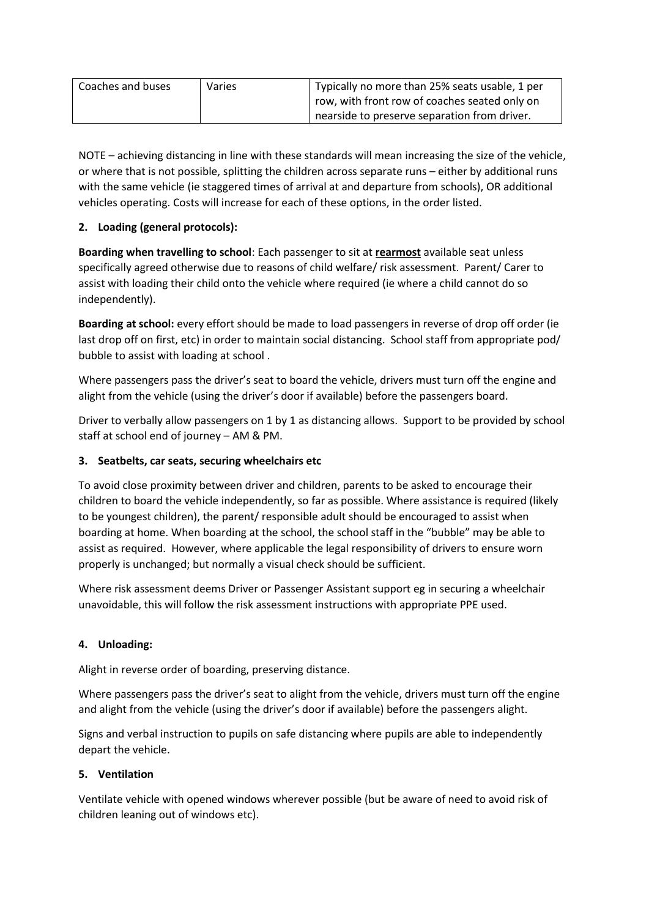| Coaches and buses | Varies | Typically no more than 25% seats usable, 1 per row, with front row of coaches seated only on nearside to preserve separation from driver. |
|---|---|---|

NOTE – achieving distancing in line with these standards will mean increasing the size of the vehicle, or where that is not possible, splitting the children across separate runs – either by additional runs with the same vehicle (ie staggered times of arrival at and departure from schools), OR additional vehicles operating. Costs will increase for each of these options, in the order listed.

## 2. Loading (general protocols):

**Boarding when travelling to school**: Each passenger to sit at **<u>rearmost</u>** available seat unless specifically agreed otherwise due to reasons of child welfare/ risk assessment. Parent/ Carer to assist with loading their child onto the vehicle where required (ie where a child cannot do so independently).

**Boarding at school:** every effort should be made to load passengers in reverse of drop off order (ie last drop off on first, etc) in order to maintain social distancing. School staff from appropriate pod/ bubble to assist with loading at school .

Where passengers pass the driver's seat to board the vehicle, drivers must turn off the engine and alight from the vehicle (using the driver's door if available) before the passengers board.

Driver to verbally allow passengers on 1 by 1 as distancing allows. Support to be provided by school staff at school end of journey – AM & PM.

## 3. Seatbelts, car seats, securing wheelchairs etc

To avoid close proximity between driver and children, parents to be asked to encourage their children to board the vehicle independently, so far as possible. Where assistance is required (likely to be youngest children), the parent/ responsible adult should be encouraged to assist when boarding at home. When boarding at the school, the school staff in the "bubble" may be able to assist as required. However, where applicable the legal responsibility of drivers to ensure worn properly is unchanged; but normally a visual check should be sufficient.

Where risk assessment deems Driver or Passenger Assistant support eg in securing a wheelchair unavoidable, this will follow the risk assessment instructions with appropriate PPE used.

## 4. Unloading:

Alight in reverse order of boarding, preserving distance.

Where passengers pass the driver's seat to alight from the vehicle, drivers must turn off the engine and alight from the vehicle (using the driver's door if available) before the passengers alight.

Signs and verbal instruction to pupils on safe distancing where pupils are able to independently depart the vehicle.

## 5. Ventilation

Ventilate vehicle with opened windows wherever possible (but be aware of need to avoid risk of children leaning out of windows etc).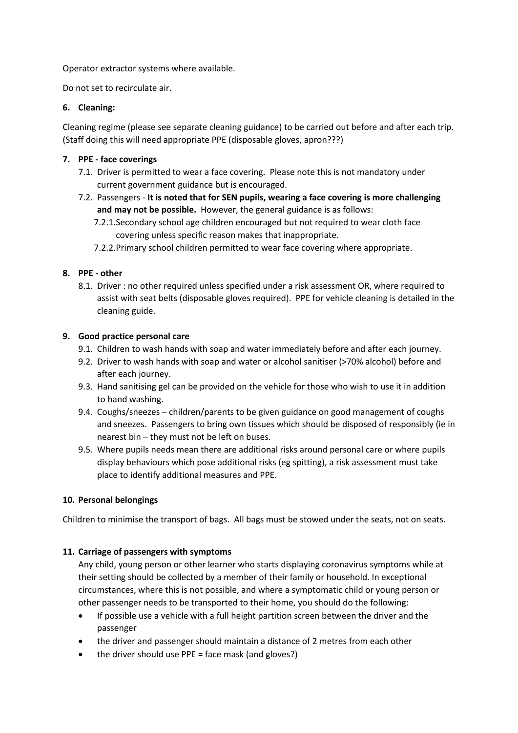Operator extractor systems where available.

Do not set to recirculate air.

## 6. Cleaning:

Cleaning regime (please see separate cleaning guidance) to be carried out before and after each trip. (Staff doing this will need appropriate PPE (disposable gloves, apron???)

## 7. PPE - face coverings

7.1. Driver is permitted to wear a face covering. Please note this is not mandatory under current government guidance but is encouraged.

7.2. Passengers - **It is noted that for SEN pupils, wearing a face covering is more challenging and may not be possible.** However, the general guidance is as follows:

7.2.1. Secondary school age children encouraged but not required to wear cloth face covering unless specific reason makes that inappropriate.

7.2.2. Primary school children permitted to wear face covering where appropriate.

## 8. PPE - other

8.1. Driver : no other required unless specified under a risk assessment OR, where required to assist with seat belts (disposable gloves required). PPE for vehicle cleaning is detailed in the cleaning guide.

## 9. Good practice personal care

9.1. Children to wash hands with soap and water immediately before and after each journey.

9.2. Driver to wash hands with soap and water or alcohol sanitiser (>70% alcohol) before and after each journey.

9.3. Hand sanitising gel can be provided on the vehicle for those who wish to use it in addition to hand washing.

9.4. Coughs/sneezes – children/parents to be given guidance on good management of coughs and sneezes. Passengers to bring own tissues which should be disposed of responsibly (ie in nearest bin – they must not be left on buses.

9.5. Where pupils needs mean there are additional risks around personal care or where pupils display behaviours which pose additional risks (eg spitting), a risk assessment must take place to identify additional measures and PPE.

## 10. Personal belongings

Children to minimise the transport of bags. All bags must be stowed under the seats, not on seats.

## 11. Carriage of passengers with symptoms

Any child, young person or other learner who starts displaying coronavirus symptoms while at their setting should be collected by a member of their family or household. In exceptional circumstances, where this is not possible, and where a symptomatic child or young person or other passenger needs to be transported to their home, you should do the following:

- If possible use a vehicle with a full height partition screen between the driver and the passenger
- the driver and passenger should maintain a distance of 2 metres from each other
- the driver should use PPE = face mask (and gloves?)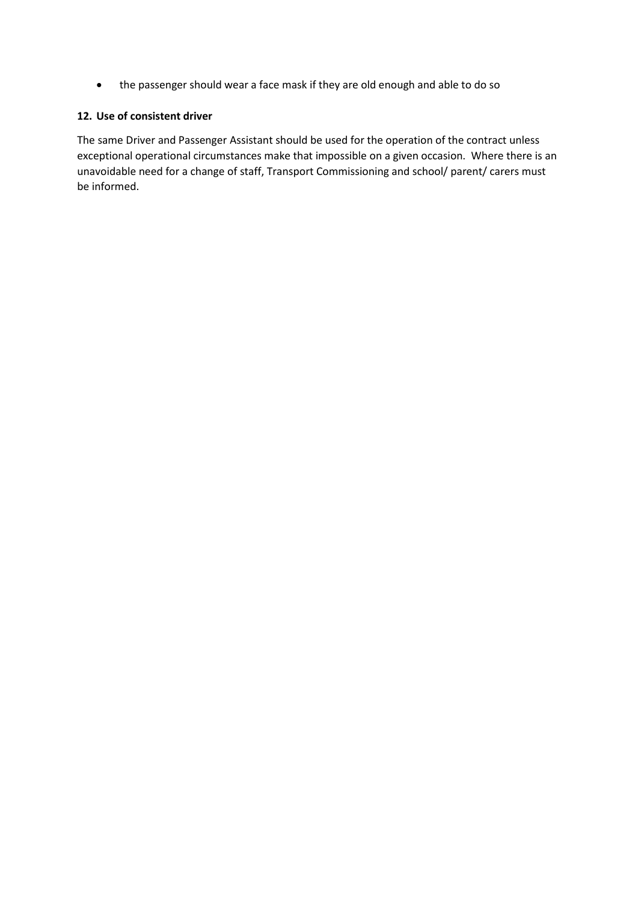- the passenger should wear a face mask if they are old enough and able to do so

**12. Use of consistent driver**

The same Driver and Passenger Assistant should be used for the operation of the contract unless exceptional operational circumstances make that impossible on a given occasion. Where there is an unavoidable need for a change of staff, Transport Commissioning and school/ parent/ carers must be informed.